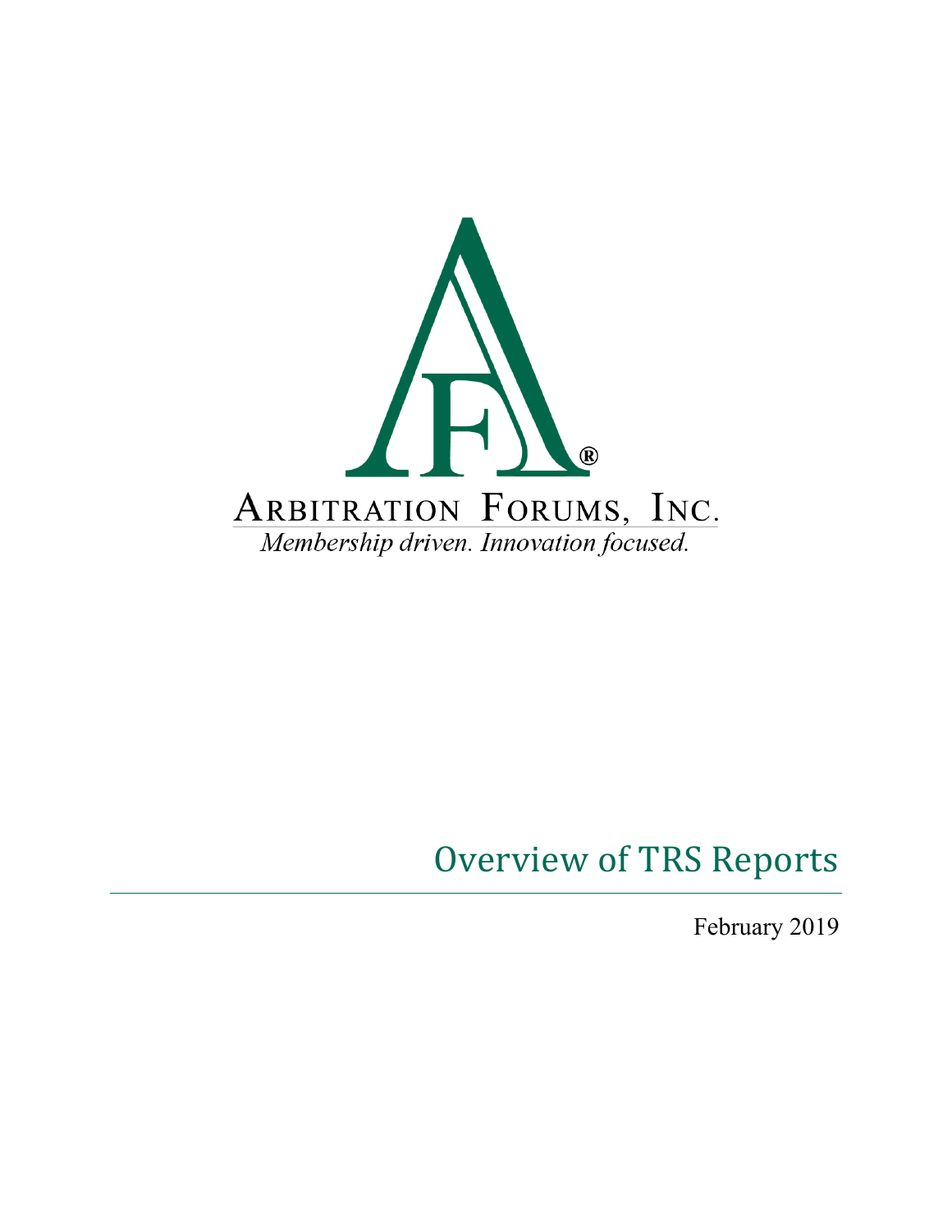ARBITRATION FORUMS, INC.

*Membership driven. Innovation focused.*

# Overview of TRS Reports

February 2019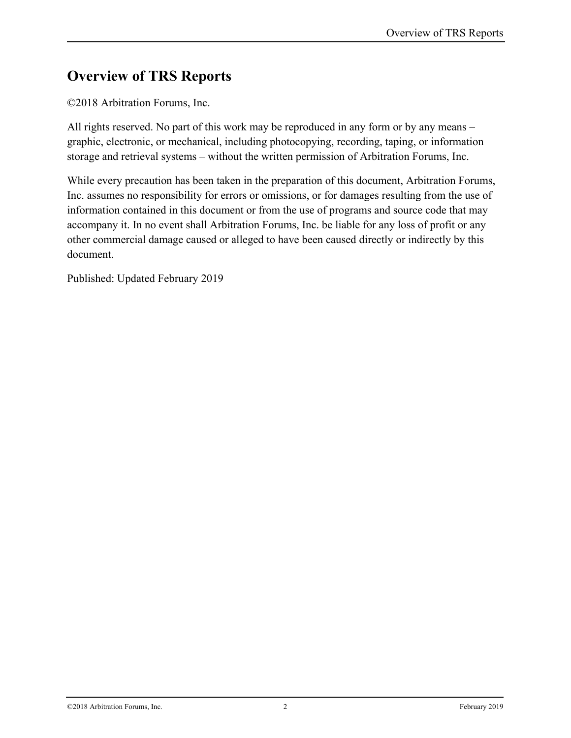# Overview of TRS Reports

©2018 Arbitration Forums, Inc.

All rights reserved. No part of this work may be reproduced in any form or by any means – graphic, electronic, or mechanical, including photocopying, recording, taping, or information storage and retrieval systems – without the written permission of Arbitration Forums, Inc.

While every precaution has been taken in the preparation of this document, Arbitration Forums, Inc. assumes no responsibility for errors or omissions, or for damages resulting from the use of information contained in this document or from the use of programs and source code that may accompany it. In no event shall Arbitration Forums, Inc. be liable for any loss of profit or any other commercial damage caused or alleged to have been caused directly or indirectly by this document.

Published: Updated February 2019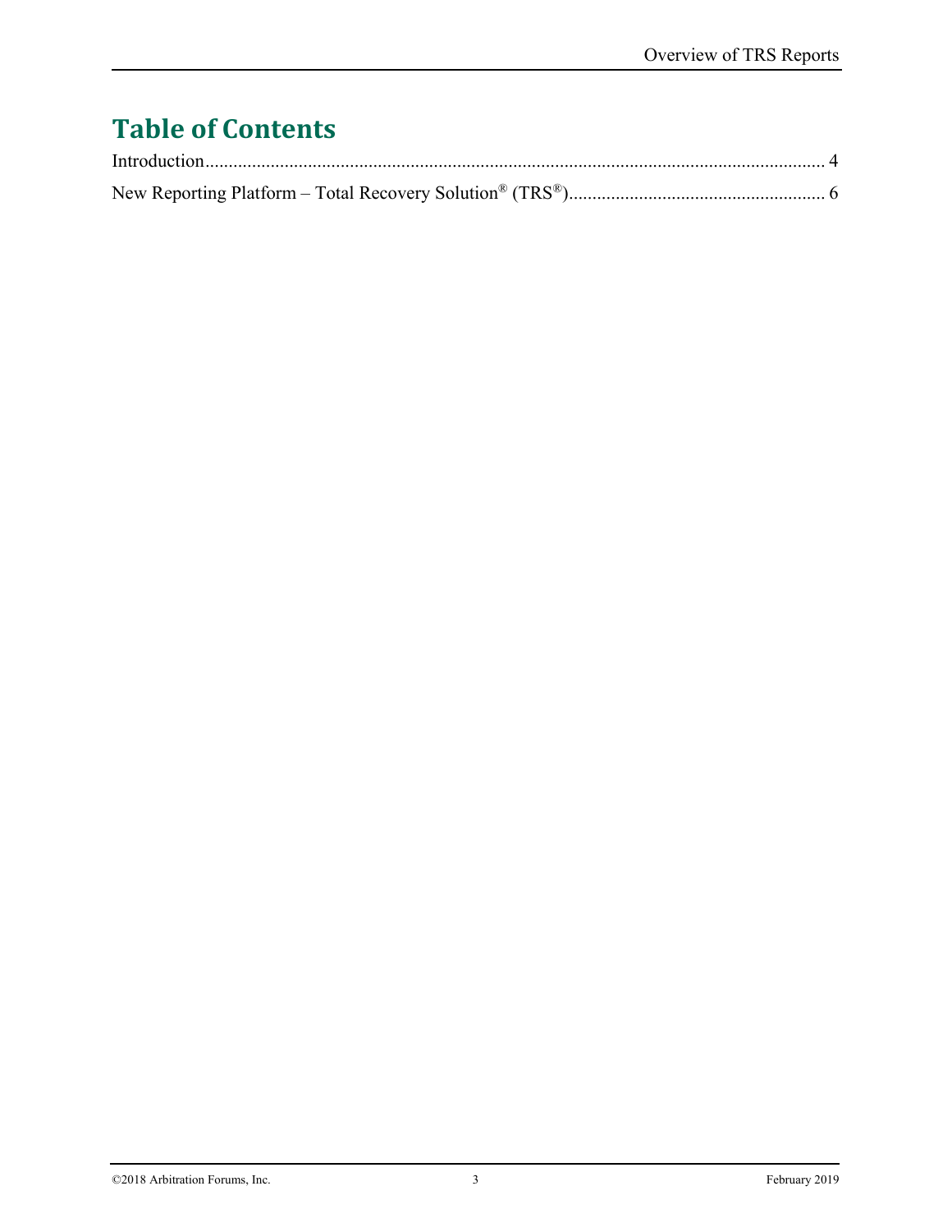# Table of Contents

Introduction.......................................................................................................................... 4

New Reporting Platform – Total Recovery Solution® (TRS®)...................................................... 6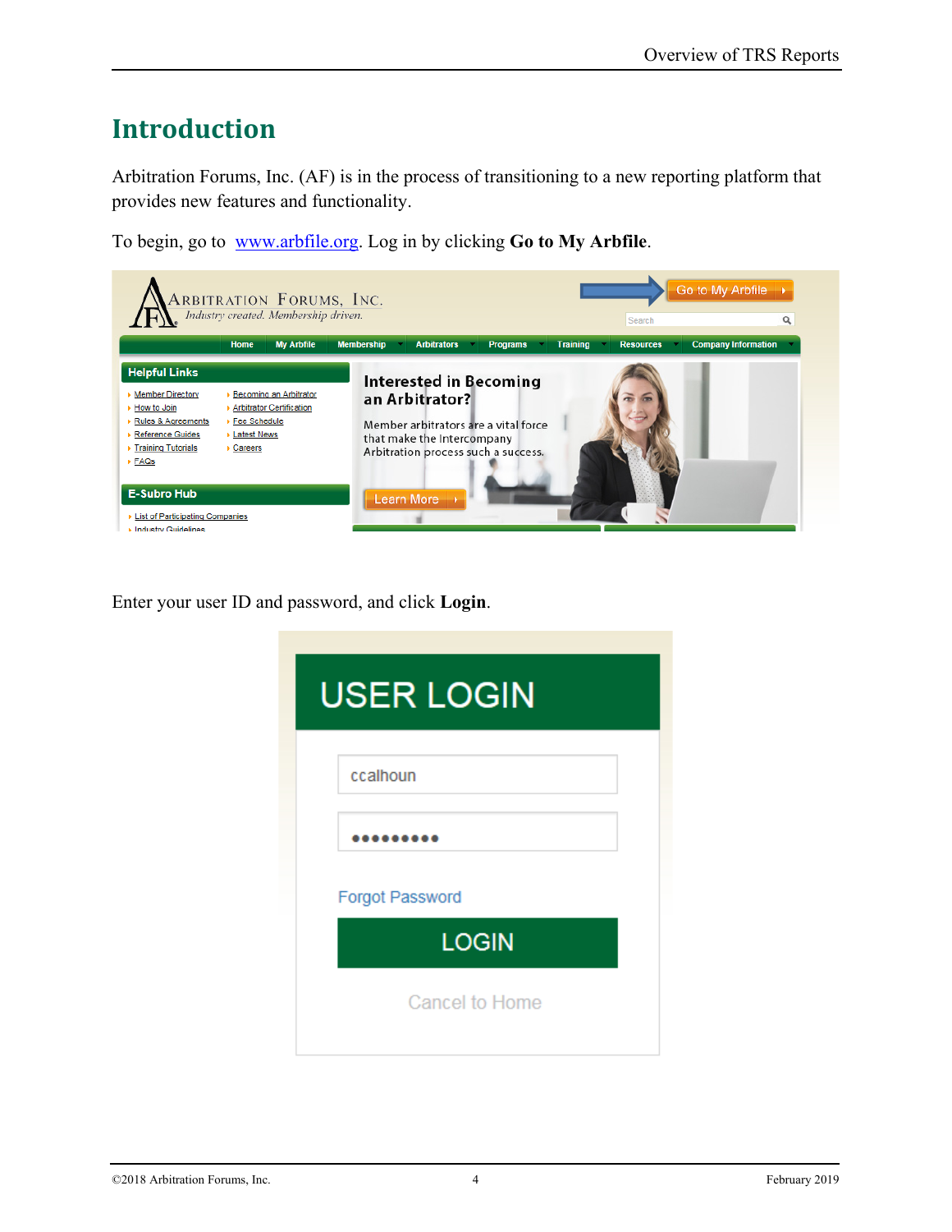# Introduction

Arbitration Forums, Inc. (AF) is in the process of transitioning to a new reporting platform that provides new features and functionality.

To begin, go to [www.arbfile.org](http://www.arbfile.org). Log in by clicking **Go to My Arbfile**.

Enter your user ID and password, and click **Login**.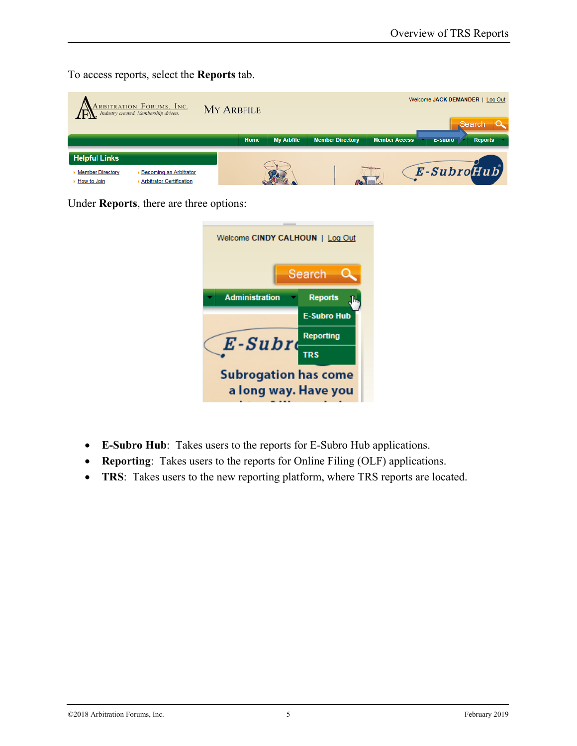To access reports, select the **Reports** tab.

Under **Reports**, there are three options:

- **E-Subro Hub**: Takes users to the reports for E-Subro Hub applications.
- **Reporting**: Takes users to the reports for Online Filing (OLF) applications.
- **TRS**: Takes users to the new reporting platform, where TRS reports are located.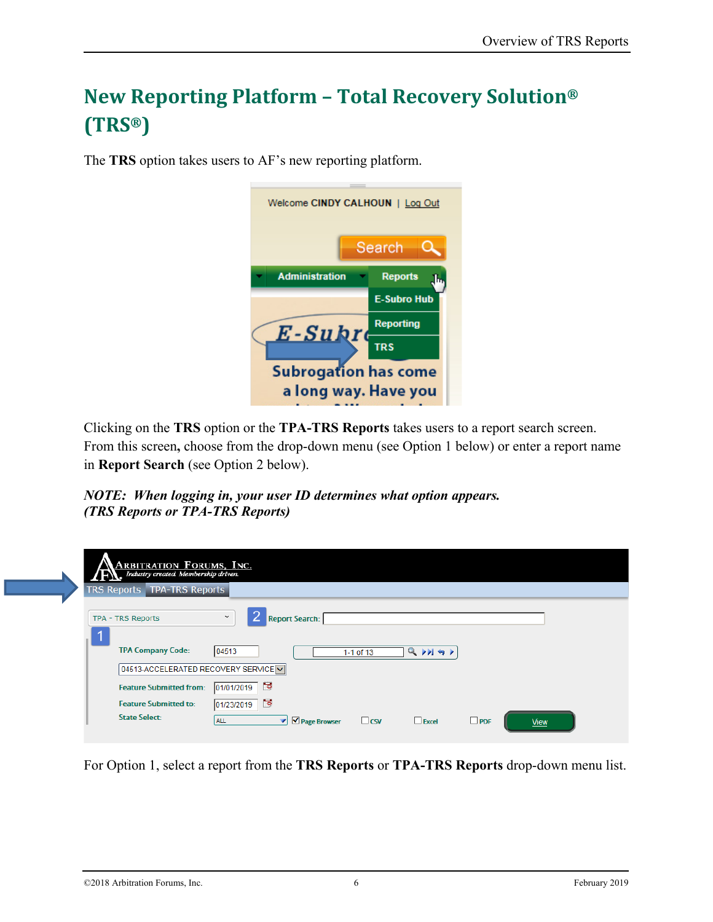# New Reporting Platform – Total Recovery Solution® (TRS®)

The **TRS** option takes users to AF's new reporting platform.

Clicking on the **TRS** option or the **TPA-TRS Reports** takes users to a report search screen. From this screen, choose from the drop-down menu (see Option 1 below) or enter a report name in **Report Search** (see Option 2 below).

***NOTE: When logging in, your user ID determines what option appears. (TRS Reports or TPA-TRS Reports)***

For Option 1, select a report from the **TRS Reports** or **TPA-TRS Reports** drop-down menu list.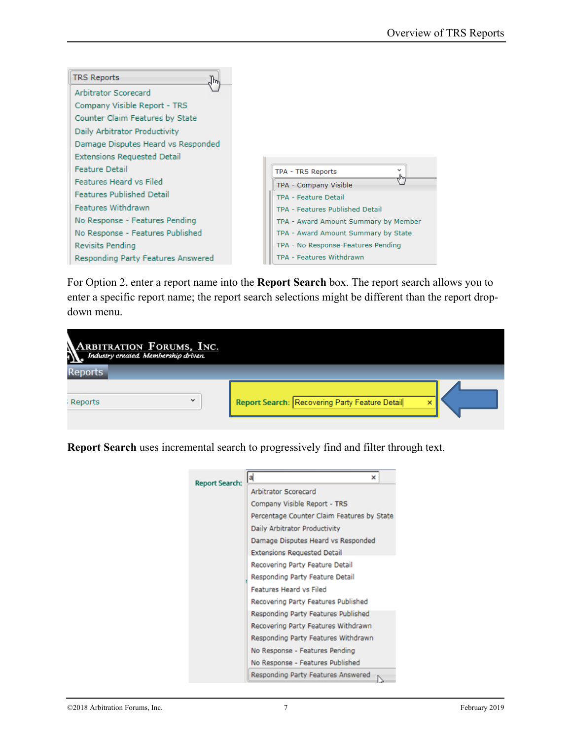TRS Reports

- Arbitrator Scorecard
- Company Visible Report - TRS
- Counter Claim Features by State
- Daily Arbitrator Productivity
- Damage Disputes Heard vs Responded
- Extensions Requested Detail
- Feature Detail
- Features Heard vs Filed
- Features Published Detail
- Features Withdrawn
- No Response - Features Pending
- No Response - Features Published
- Revisits Pending
- Responding Party Features Answered

TPA - TRS Reports

- TPA - Company Visible
- TPA - Feature Detail
- TPA - Features Published Detail
- TPA - Award Amount Summary by Member
- TPA - Award Amount Summary by State
- TPA - No Response-Features Pending
- TPA - Features Withdrawn

For Option 2, enter a report name into the **Report Search** box. The report search allows you to enter a specific report name; the report search selections might be different than the report drop-down menu.

Arbitration Forums, Inc.
*Industry created. Membership driven.*

Reports

Reports

Report Search: Recovering Party Feature Detail

**Report Search** uses incremental search to progressively find and filter through text.

Report Search: a

- Arbitrator Scorecard
- Company Visible Report - TRS
- Percentage Counter Claim Features by State
- Daily Arbitrator Productivity
- Damage Disputes Heard vs Responded
- Extensions Requested Detail
- Recovering Party Feature Detail
- Responding Party Feature Detail
- Features Heard vs Filed
- Recovering Party Features Published
- Responding Party Features Published
- Recovering Party Features Withdrawn
- Responding Party Features Withdrawn
- No Response - Features Pending
- No Response - Features Published
- Responding Party Features Answered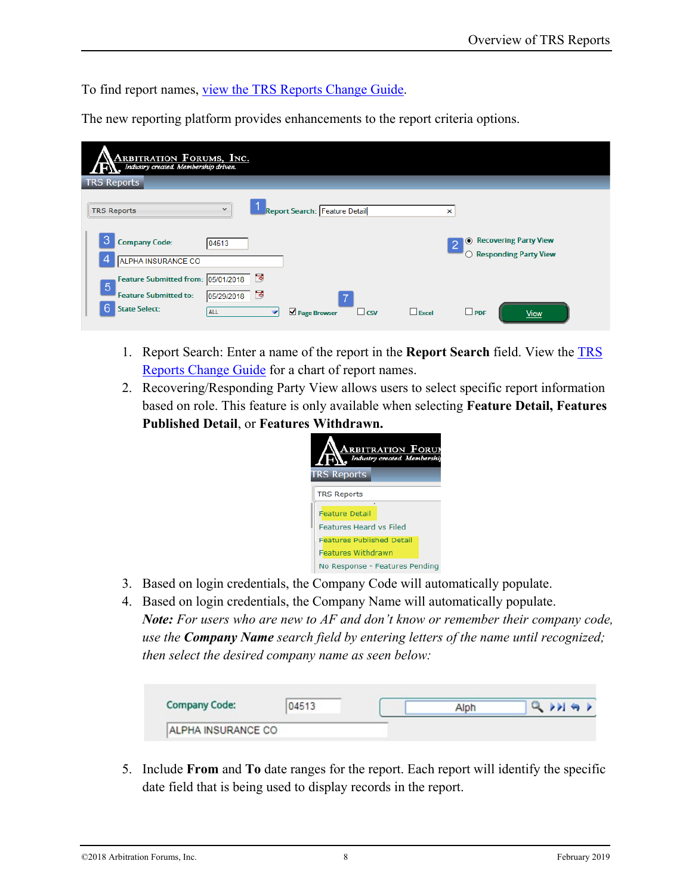To find report names, [view the TRS Reports Change Guide](#).

The new reporting platform provides enhancements to the report criteria options.

1. Report Search: Enter a name of the report in the **Report Search** field. View the [TRS Reports Change Guide](#) for a chart of report names.
2. Recovering/Responding Party View allows users to select specific report information based on role. This feature is only available when selecting **Feature Detail, Features Published Detail**, or **Features Withdrawn.**
3. Based on login credentials, the Company Code will automatically populate.
4. Based on login credentials, the Company Name will automatically populate.
   ***Note:*** *For users who are new to AF and don't know or remember their company code, use the* ***Company Name*** *search field by entering letters of the name until recognized; then select the desired company name as seen below:*
5. Include **From** and **To** date ranges for the report. Each report will identify the specific date field that is being used to display records in the report.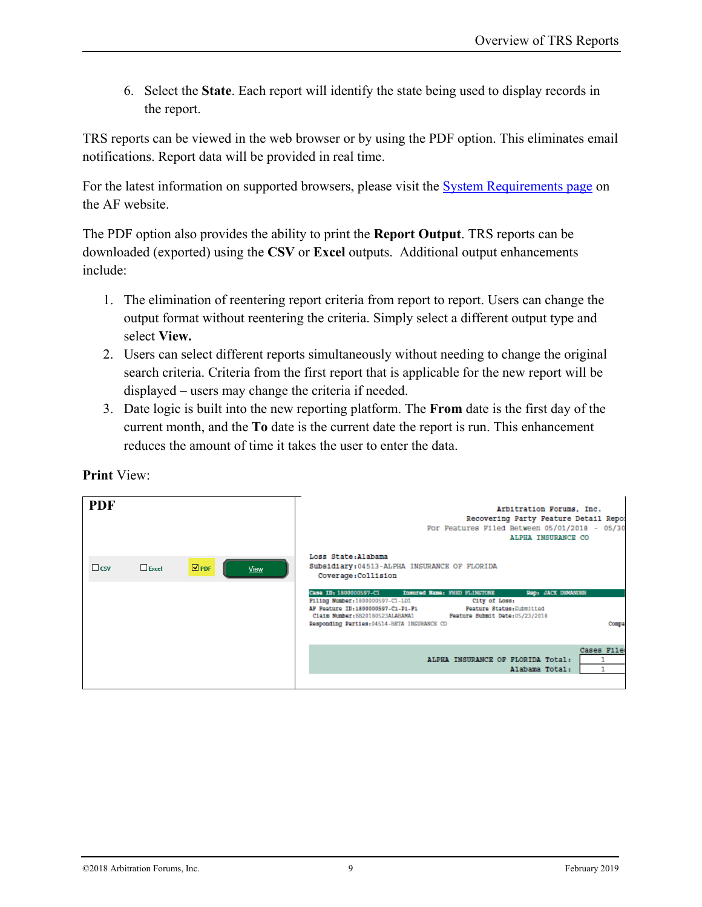6. Select the **State**. Each report will identify the state being used to display records in the report.

TRS reports can be viewed in the web browser or by using the PDF option. This eliminates email notifications. Report data will be provided in real time.

For the latest information on supported browsers, please visit the System Requirements page on the AF website.

The PDF option also provides the ability to print the **Report Output**. TRS reports can be downloaded (exported) using the **CSV** or **Excel** outputs. Additional output enhancements include:

1. The elimination of reentering report criteria from report to report. Users can change the output format without reentering the criteria. Simply select a different output type and select **View.**
2. Users can select different reports simultaneously without needing to change the original search criteria. Criteria from the first report that is applicable for the new report will be displayed – users may change the criteria if needed.
3. Date logic is built into the new reporting platform. The **From** date is the first day of the current month, and the **To** date is the current date the report is run. This enhancement reduces the amount of time it takes the user to enter the data.

**Print** View:

| PDF | |
|---|---|
| ☐ CSV ☐ Excel ☑ PDF **View** | Arbitration Forums, Inc. Recovering Party Feature Detail Report For Features Filed Between 05/01/2018 - 05/30 ALPHA INSURANCE CO<br>Loss State: Alabama<br>Subsidiary: 04513-ALPHA INSURANCE OF FLORIDA<br>Coverage: Collision<br>Case ID: 1800000597-C1 Insured Name: FRED FLINSTONE Rep: JACK DEMANDER<br>Filing Number: 1800000597-C1-LD1 City of Loss:<br>AF Feature ID: 1800000597-C1-P1-F1 Feature Status: Submitted<br>Claim Number: BB20180523ALABAMA1 Feature Submit Date: 05/23/2018<br>Responding Parties: 04514-BETA INSURANCE CO<br>Cases Filed<br>ALPHA INSURANCE OF FLORIDA Total: 1<br>Alabama Total: 1 |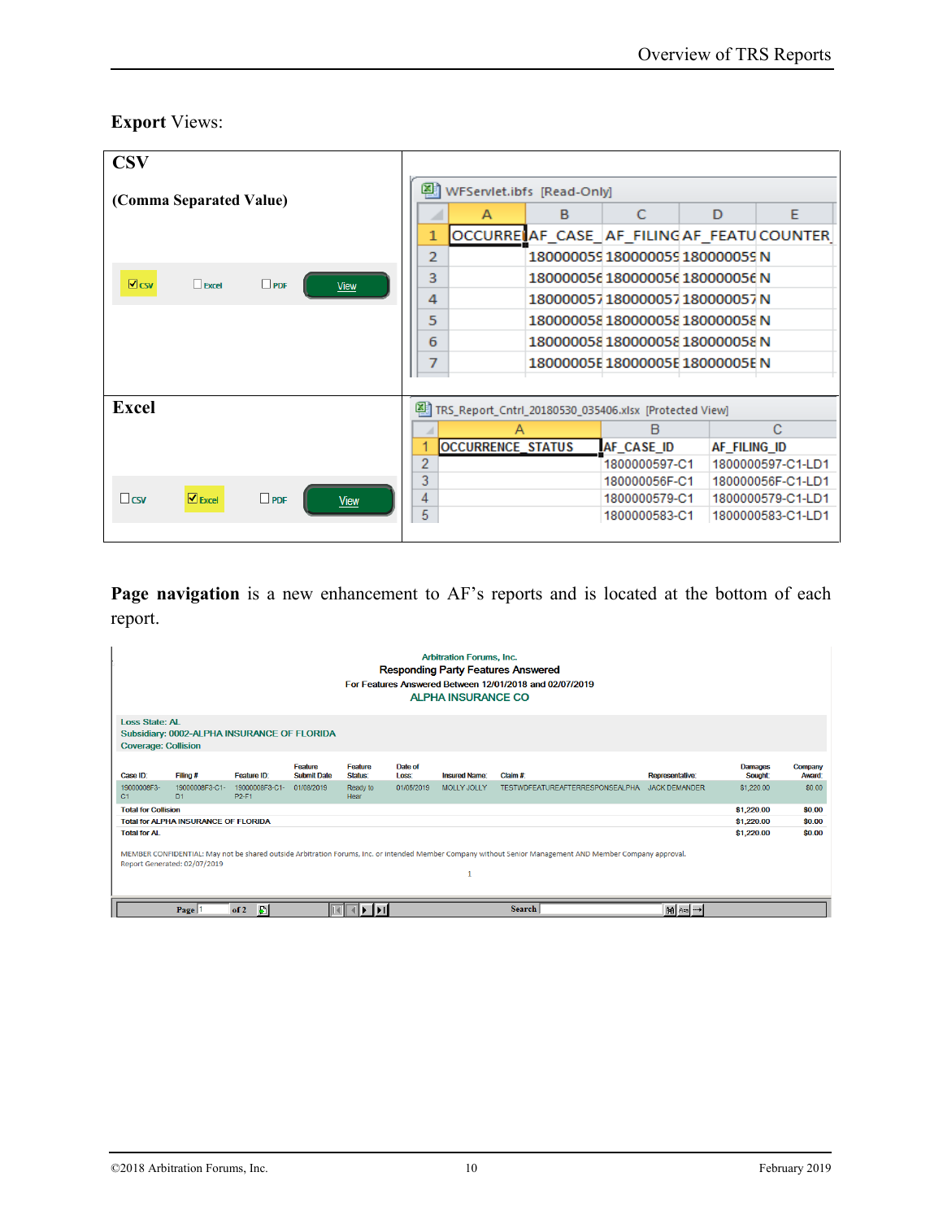**Export** Views:

| **CSV** <br><br> **(Comma Separated Value)** <br><br> ☑CSV ☐Excel ☐PDF View | WFServlet.ibfs [Read-Only] |
|---|---|
| **Excel** <br><br> ☐CSV ☑Excel ☐PDF View | TRS_Report_Cntrl_20180530_035406.xlsx [Protected View] |

CSV export view (WFServlet.ibfs [Read-Only]):

| | A | B | C | D | E |
|---|---|---|---|---|---|
| 1 | OCCURRE | AF_CASE_ | AF_FILING | AF_FEATU | COUNTER |
| 2 | | 180000059 | 180000059 | 180000059 | N |
| 3 | | 180000056 | 180000056 | 180000056 | N |
| 4 | | 180000057 | 180000057 | 180000057 | N |
| 5 | | 180000058 | 180000058 | 180000058 | N |
| 6 | | 180000058 | 180000058 | 180000058 | N |
| 7 | | 18000005E | 18000005E | 18000005E | N |

Excel export view (TRS_Report_Cntrl_20180530_035406.xlsx [Protected View]):

| | A | B | C |
|---|---|---|---|
| 1 | OCCURRENCE_STATUS | AF_CASE_ID | AF_FILING_ID |
| 2 | | 1800000597-C1 | 1800000597-C1-LD1 |
| 3 | | 180000056F-C1 | 180000056F-C1-LD1 |
| 4 | | 1800000579-C1 | 1800000579-C1-LD1 |
| 5 | | 1800000583-C1 | 1800000583-C1-LD1 |

**Page navigation** is a new enhancement to AF's reports and is located at the bottom of each report.

Arbitration Forums, Inc.
Responding Party Features Answered
For Features Answered Between 12/01/2018 and 02/07/2019
ALPHA INSURANCE CO

Loss State: AL
Subsidiary: 0002-ALPHA INSURANCE OF FLORIDA
Coverage: Collision

| Case ID: | Filing #: | Feature ID: | Feature Submit Date | Feature Status: | Date of Loss: | Insured Name: | Claim #: | Representative: | Damages Sought: | Company Award: |
|---|---|---|---|---|---|---|---|---|---|---|
| 19000008F3-C1 | 19000008F3-C1-D1 | 19000008F3-C1-P2-F1 | 01/08/2019 | Ready to Hear | 01/05/2019 | MOLLY JOLLY | TESTWDFEATUREAFTERRESPONSEALPHA | JACK DEMANDER | $1,220.00 | $0.00 |
| Total for Collision | | | | | | | | | $1,220.00 | $0.00 |
| Total for ALPHA INSURANCE OF FLORIDA | | | | | | | | | $1,220.00 | $0.00 |
| Total for AL | | | | | | | | | $1,220.00 | $0.00 |

MEMBER CONFIDENTIAL: May not be shared outside Arbitration Forums, Inc. or intended Member Company without Senior Management AND Member Company approval.
Report Generated: 02/07/2019

1

Page 1 of 2 Search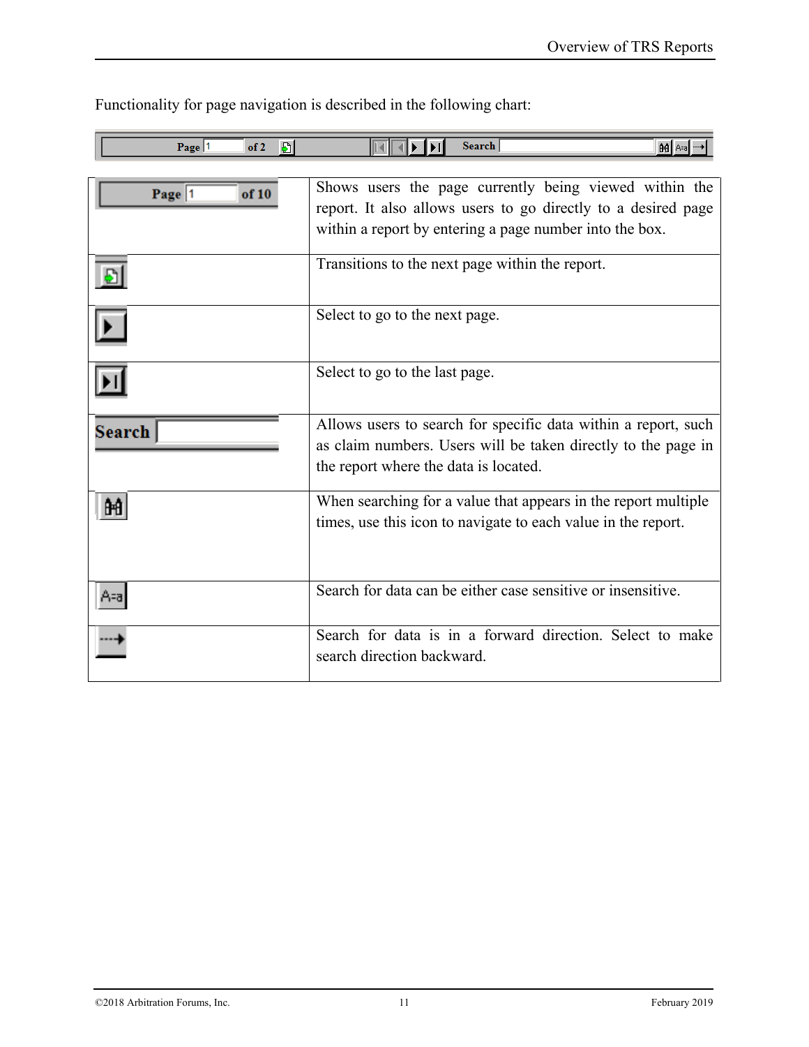Functionality for page navigation is described in the following chart:

| | |
|---|---|
| Page 1 of 10 | Shows users the page currently being viewed within the report. It also allows users to go directly to a desired page within a report by entering a page number into the box. |
| | Transitions to the next page within the report. |
| | Select to go to the next page. |
| | Select to go to the last page. |
| Search | Allows users to search for specific data within a report, such as claim numbers. Users will be taken directly to the page in the report where the data is located. |
| | When searching for a value that appears in the report multiple times, use this icon to navigate to each value in the report. |
| A=a | Search for data can be either case sensitive or insensitive. |
| | Search for data is in a forward direction. Select to make search direction backward. |